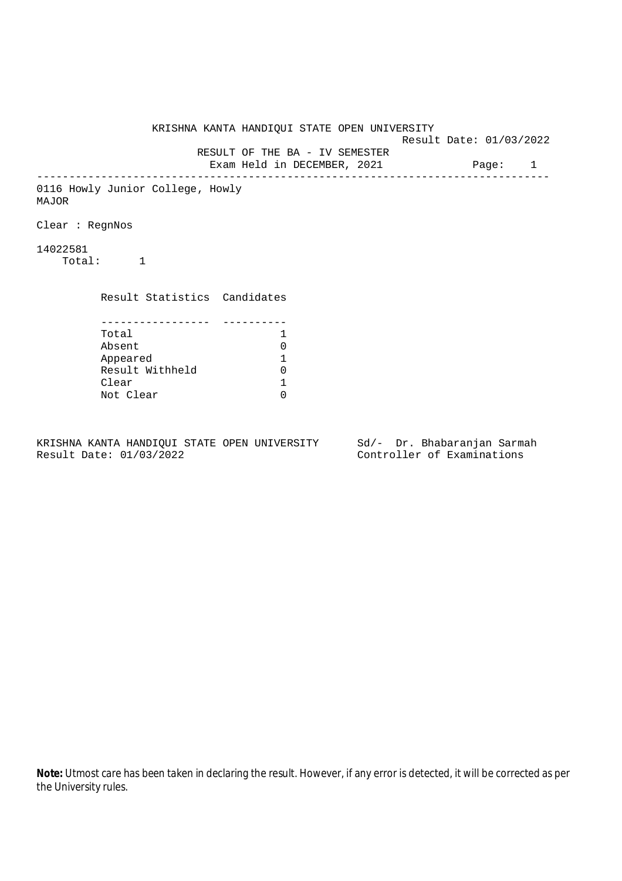# KRISHNA KANTA HANDIQUI STATE OPEN UNIVERSITY

Result Date: 01/03/2022

## RESULT OF THE BA - IV SEMESTER

Exam Held in DECEMBER, 2021

---

0116 Howly Junior College, Howly
MAJOR

Clear : RegnNos

14022581
Total: 1

| Result Statistics | Candidates |
|---|---|
| Total | 1 |
| Absent | 0 |
| Appeared | 1 |
| Result Withheld | 0 |
| Clear | 1 |
| Not Clear | 0 |

KRISHNA KANTA HANDIQUI STATE OPEN UNIVERSITY
Result Date: 01/03/2022

Sd/- Dr. Bhabaranjan Sarmah
Controller of Examinations

**Note:** Utmost care has been taken in declaring the result. However, if any error is detected, it will be corrected as per the University rules.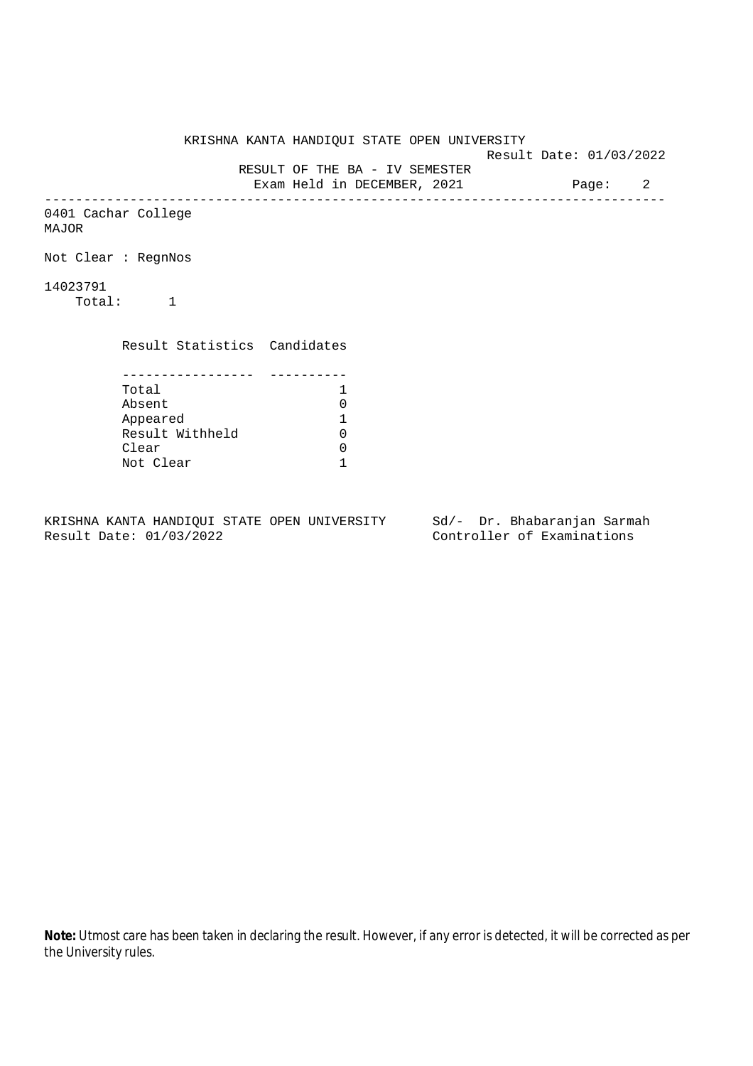KRISHNA KANTA HANDIQUI STATE OPEN UNIVERSITY

Result Date: 01/03/2022

RESULT OF THE BA - IV SEMESTER

Exam Held in DECEMBER, 2021

---

0401 Cachar College

MAJOR

Not Clear : RegnNos

14023791

Total: 1

| Result Statistics | Candidates |
|---|---|
| Total | 1 |
| Absent | 0 |
| Appeared | 1 |
| Result Withheld | 0 |
| Clear | 0 |
| Not Clear | 1 |

KRISHNA KANTA HANDIQUI STATE OPEN UNIVERSITY
Result Date: 01/03/2022

Sd/- Dr. Bhabaranjan Sarmah
Controller of Examinations

**Note:** Utmost care has been taken in declaring the result. However, if any error is detected, it will be corrected as per the University rules.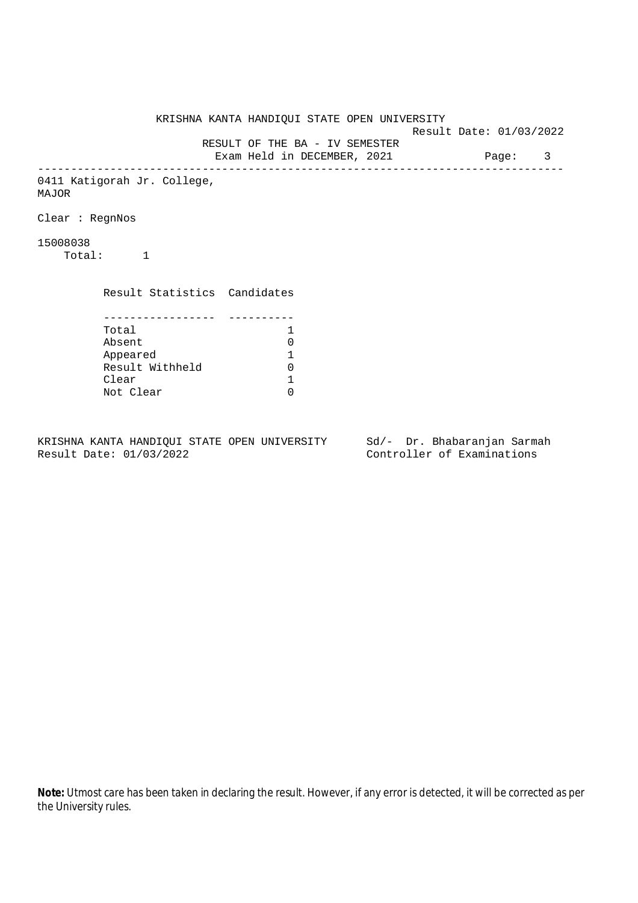KRISHNA KANTA HANDIQUI STATE OPEN UNIVERSITY

Result Date: 01/03/2022

RESULT OF THE BA - IV SEMESTER

Exam Held in DECEMBER, 2021

Page: 3

---

0411 Katigorah Jr. College,
MAJOR

Clear : RegnNos

15008038
Total: 1

| Result Statistics | Candidates |
|---|---|
| Total | 1 |
| Absent | 0 |
| Appeared | 1 |
| Result Withheld | 0 |
| Clear | 1 |
| Not Clear | 0 |

KRISHNA KANTA HANDIQUI STATE OPEN UNIVERSITY
Result Date: 01/03/2022

Sd/- Dr. Bhabaranjan Sarmah
Controller of Examinations

**Note:** Utmost care has been taken in declaring the result. However, if any error is detected, it will be corrected as per the University rules.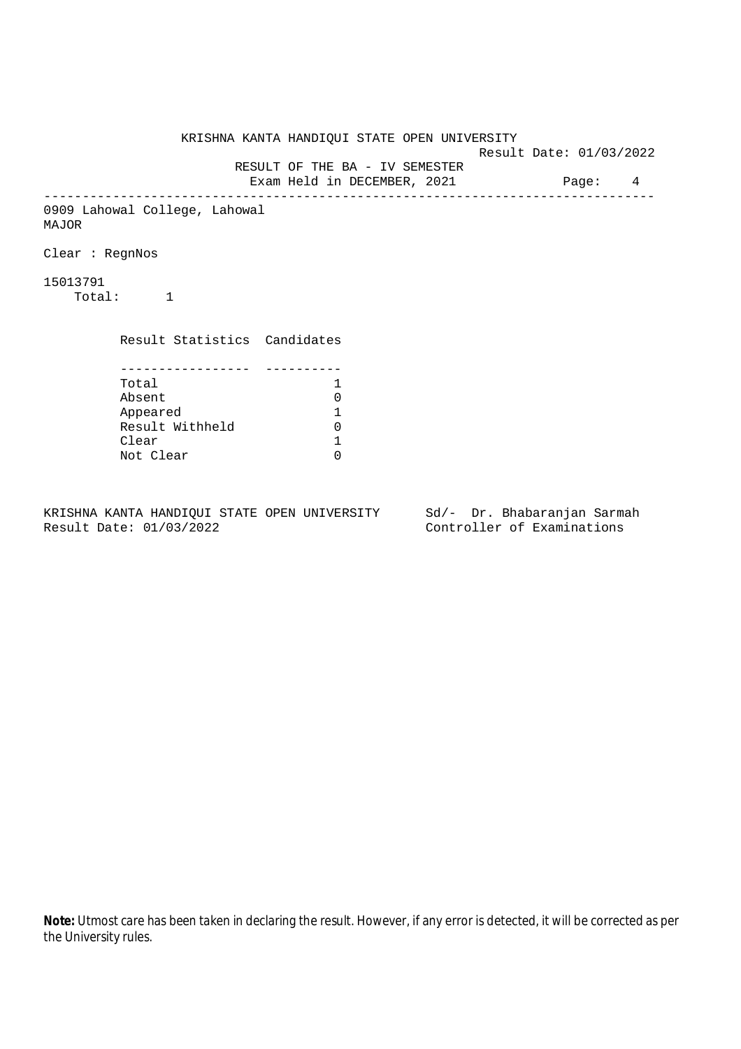KRISHNA KANTA HANDIQUI STATE OPEN UNIVERSITY

Result Date: 01/03/2022

RESULT OF THE BA - IV SEMESTER

Exam Held in DECEMBER, 2021

---

0909 Lahowal College, Lahowal

MAJOR

Clear : RegnNos

15013791

Total: 1

| Result Statistics | Candidates |
|---|---|
| Total | 1 |
| Absent | 0 |
| Appeared | 1 |
| Result Withheld | 0 |
| Clear | 1 |
| Not Clear | 0 |

KRISHNA KANTA HANDIQUI STATE OPEN UNIVERSITY
Result Date: 01/03/2022

Sd/- Dr. Bhabaranjan Sarmah
Controller of Examinations

**Note:** Utmost care has been taken in declaring the result. However, if any error is detected, it will be corrected as per the University rules.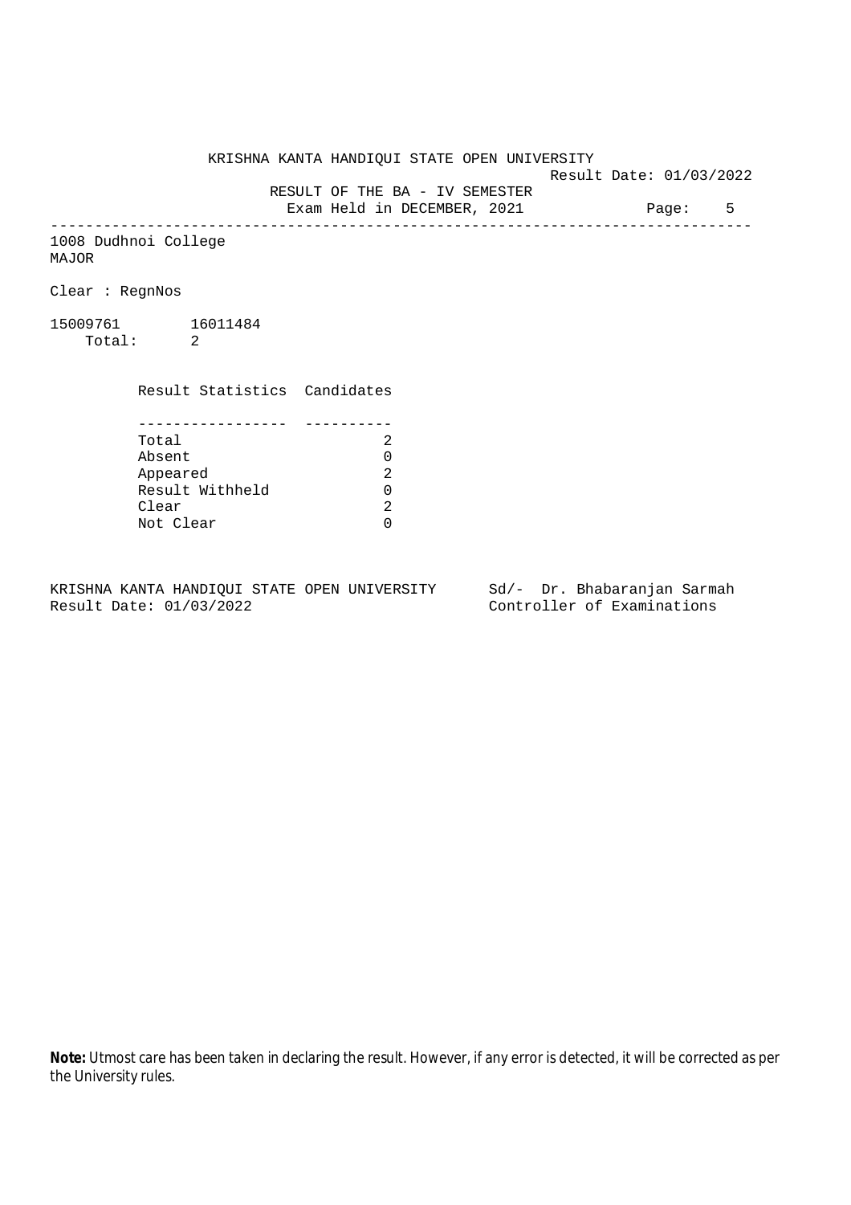KRISHNA KANTA HANDIQUI STATE OPEN UNIVERSITY

Result Date: 01/03/2022

RESULT OF THE BA - IV SEMESTER

Exam Held in DECEMBER, 2021

---

1008 Dudhnoi College

MAJOR

Clear : RegnNos

15009761 16011484

Total: 2

| Result Statistics | Candidates |
|---|---|
| Total | 2 |
| Absent | 0 |
| Appeared | 2 |
| Result Withheld | 0 |
| Clear | 2 |
| Not Clear | 0 |

KRISHNA KANTA HANDIQUI STATE OPEN UNIVERSITY
Result Date: 01/03/2022

Sd/- Dr. Bhabaranjan Sarmah
Controller of Examinations

**Note:** Utmost care has been taken in declaring the result. However, if any error is detected, it will be corrected as per the University rules.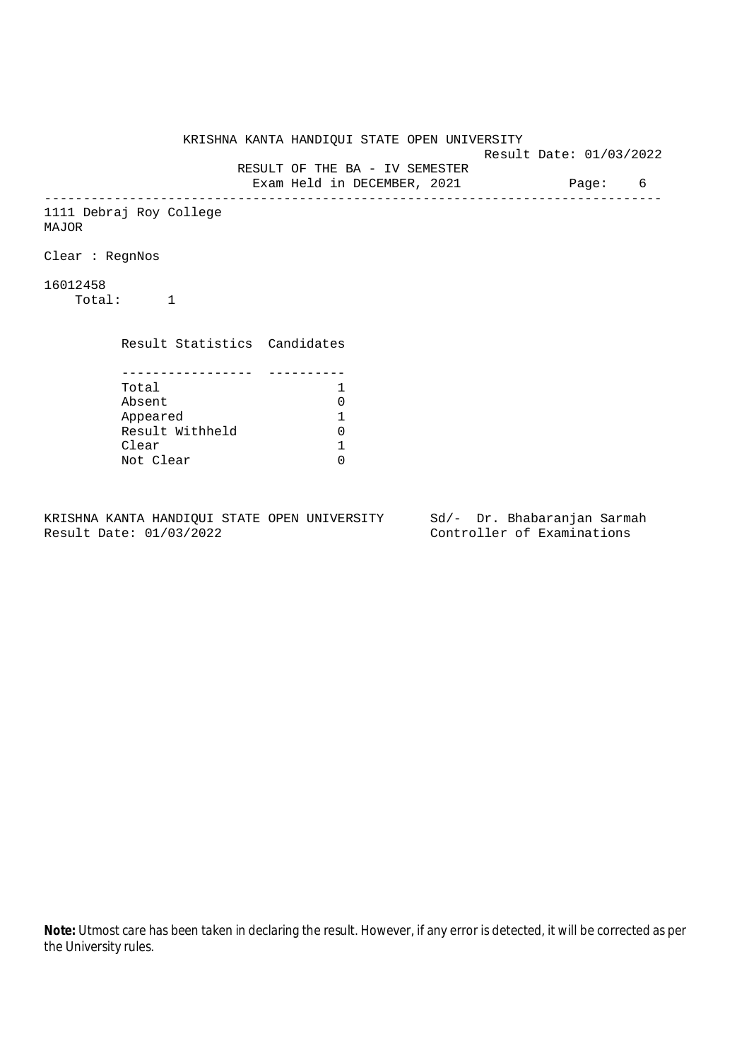KRISHNA KANTA HANDIQUI STATE OPEN UNIVERSITY

Result Date: 01/03/2022

RESULT OF THE BA - IV SEMESTER

Exam Held in DECEMBER, 2021

---

1111 Debraj Roy College

MAJOR

Clear : RegnNos

16012458

Total: 1

| Result Statistics | Candidates |
|---|---|
| Total | 1 |
| Absent | 0 |
| Appeared | 1 |
| Result Withheld | 0 |
| Clear | 1 |
| Not Clear | 0 |

KRISHNA KANTA HANDIQUI STATE OPEN UNIVERSITY
Result Date: 01/03/2022

Sd/- Dr. Bhabaranjan Sarmah
Controller of Examinations

**Note:** Utmost care has been taken in declaring the result. However, if any error is detected, it will be corrected as per the University rules.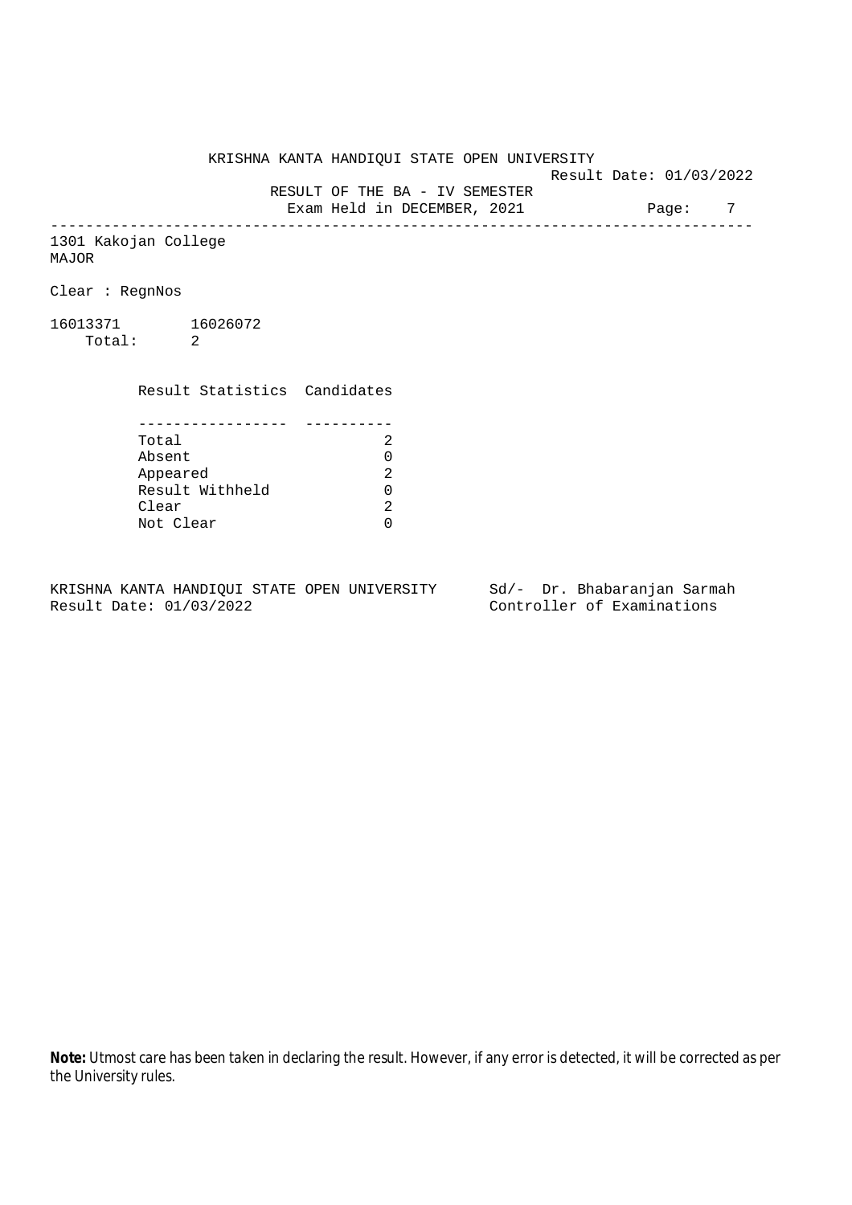KRISHNA KANTA HANDIQUI STATE OPEN UNIVERSITY

Result Date: 01/03/2022

RESULT OF THE BA - IV SEMESTER

Exam Held in DECEMBER, 2021

---

1301 Kakojan College
MAJOR

Clear : RegnNos

16013371 16026072
Total: 2

| Result Statistics | Candidates |
|---|---|
| Total | 2 |
| Absent | 0 |
| Appeared | 2 |
| Result Withheld | 0 |
| Clear | 2 |
| Not Clear | 0 |

KRISHNA KANTA HANDIQUI STATE OPEN UNIVERSITY
Result Date: 01/03/2022

Sd/- Dr. Bhabaranjan Sarmah
Controller of Examinations

**Note:** Utmost care has been taken in declaring the result. However, if any error is detected, it will be corrected as per the University rules.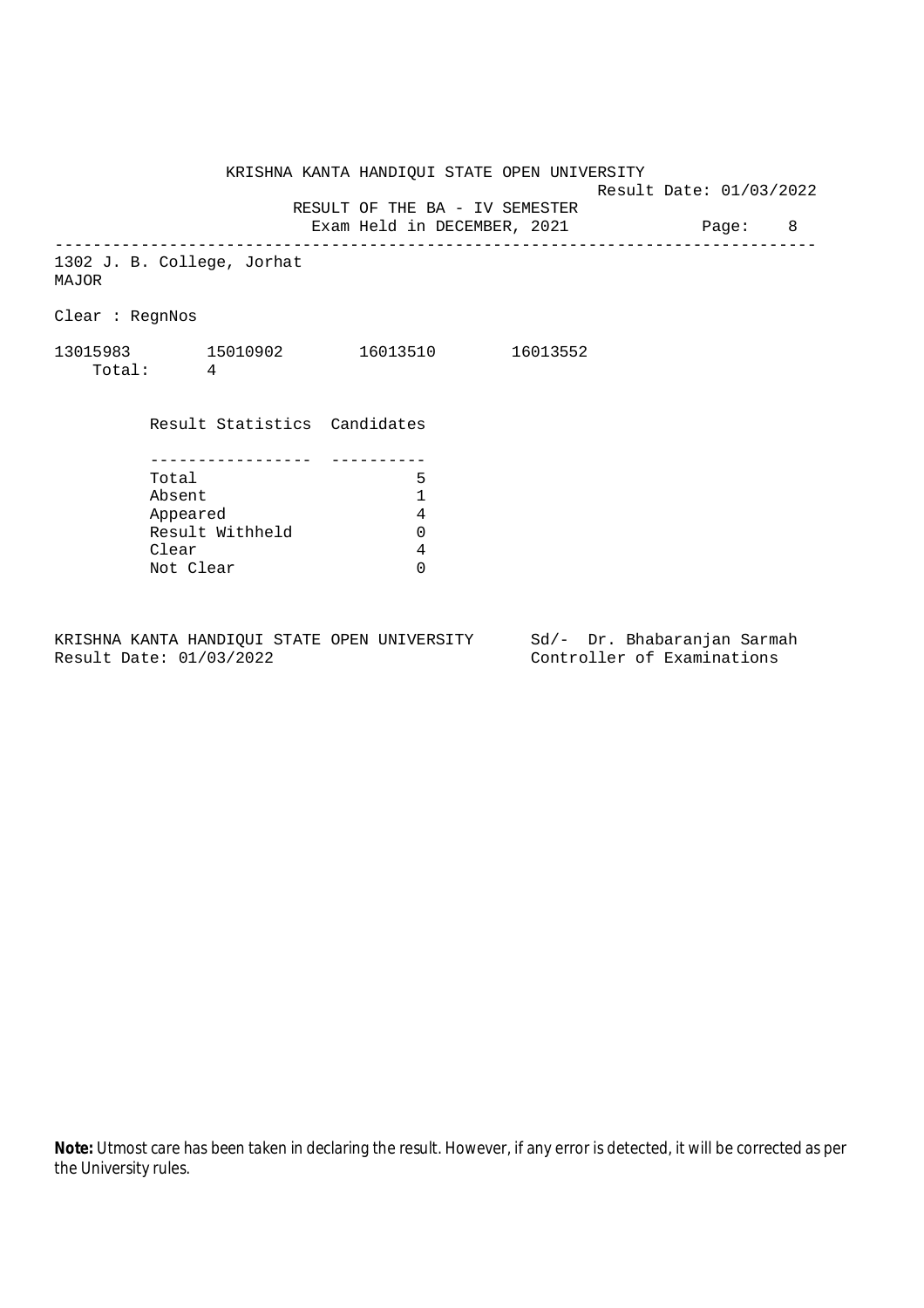KRISHNA KANTA HANDIQUI STATE OPEN UNIVERSITY

Result Date: 01/03/2022

RESULT OF THE BA - IV SEMESTER

Exam Held in DECEMBER, 2021

---

1302 J. B. College, Jorhat

MAJOR

Clear : RegnNos

13015983 15010902 16013510 16013552

Total: 4

| Result Statistics | Candidates |
|---|---|
| Total | 5 |
| Absent | 1 |
| Appeared | 4 |
| Result Withheld | 0 |
| Clear | 4 |
| Not Clear | 0 |

KRISHNA KANTA HANDIQUI STATE OPEN UNIVERSITY
Result Date: 01/03/2022

Sd/- Dr. Bhabaranjan Sarmah
Controller of Examinations

**Note:** Utmost care has been taken in declaring the result. However, if any error is detected, it will be corrected as per the University rules.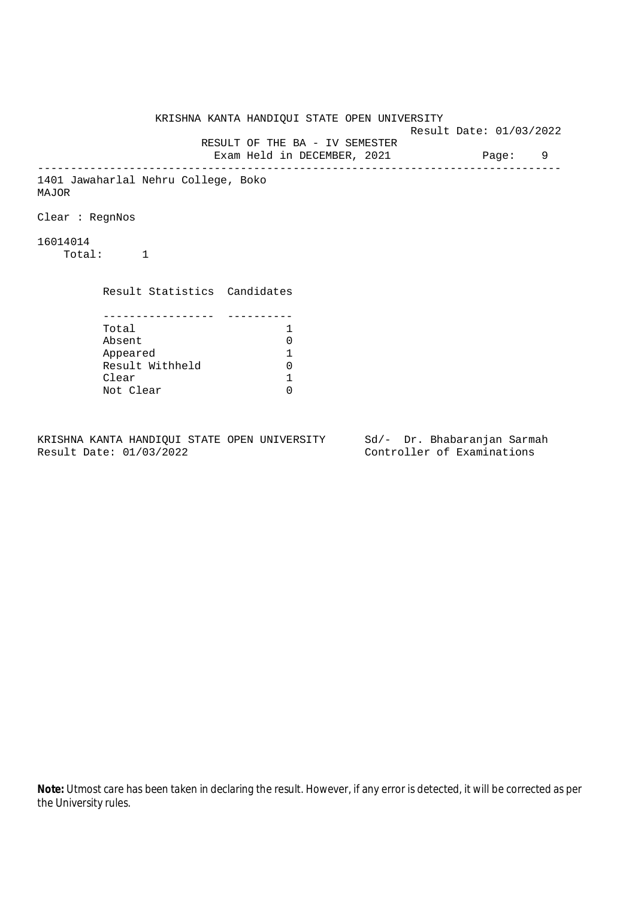KRISHNA KANTA HANDIQUI STATE OPEN UNIVERSITY

Result Date: 01/03/2022

RESULT OF THE BA - IV SEMESTER

Exam Held in DECEMBER, 2021

Page: 9

---

1401 Jawaharlal Nehru College, Boko
MAJOR

Clear : RegnNos

16014014
Total: 1

| Result Statistics | Candidates |
|---|---|
| Total | 1 |
| Absent | 0 |
| Appeared | 1 |
| Result Withheld | 0 |
| Clear | 1 |
| Not Clear | 0 |

KRISHNA KANTA HANDIQUI STATE OPEN UNIVERSITY
Result Date: 01/03/2022

Sd/- Dr. Bhabaranjan Sarmah
Controller of Examinations

**Note:** Utmost care has been taken in declaring the result. However, if any error is detected, it will be corrected as per the University rules.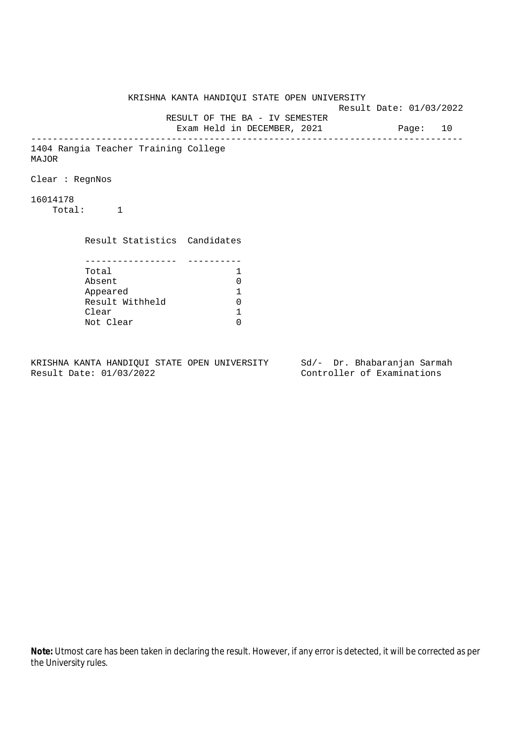KRISHNA KANTA HANDIQUI STATE OPEN UNIVERSITY

Result Date: 01/03/2022

RESULT OF THE BA - IV SEMESTER

Exam Held in DECEMBER, 2021

Page: 10

---

1404 Rangia Teacher Training College

MAJOR

Clear : RegnNos

16014178

Total: 1

| Result Statistics | Candidates |
|---|---|
| Total | 1 |
| Absent | 0 |
| Appeared | 1 |
| Result Withheld | 0 |
| Clear | 1 |
| Not Clear | 0 |

KRISHNA KANTA HANDIQUI STATE OPEN UNIVERSITY

Result Date: 01/03/2022

Sd/- Dr. Bhabaranjan Sarmah

Controller of Examinations

**Note:** Utmost care has been taken in declaring the result. However, if any error is detected, it will be corrected as per the University rules.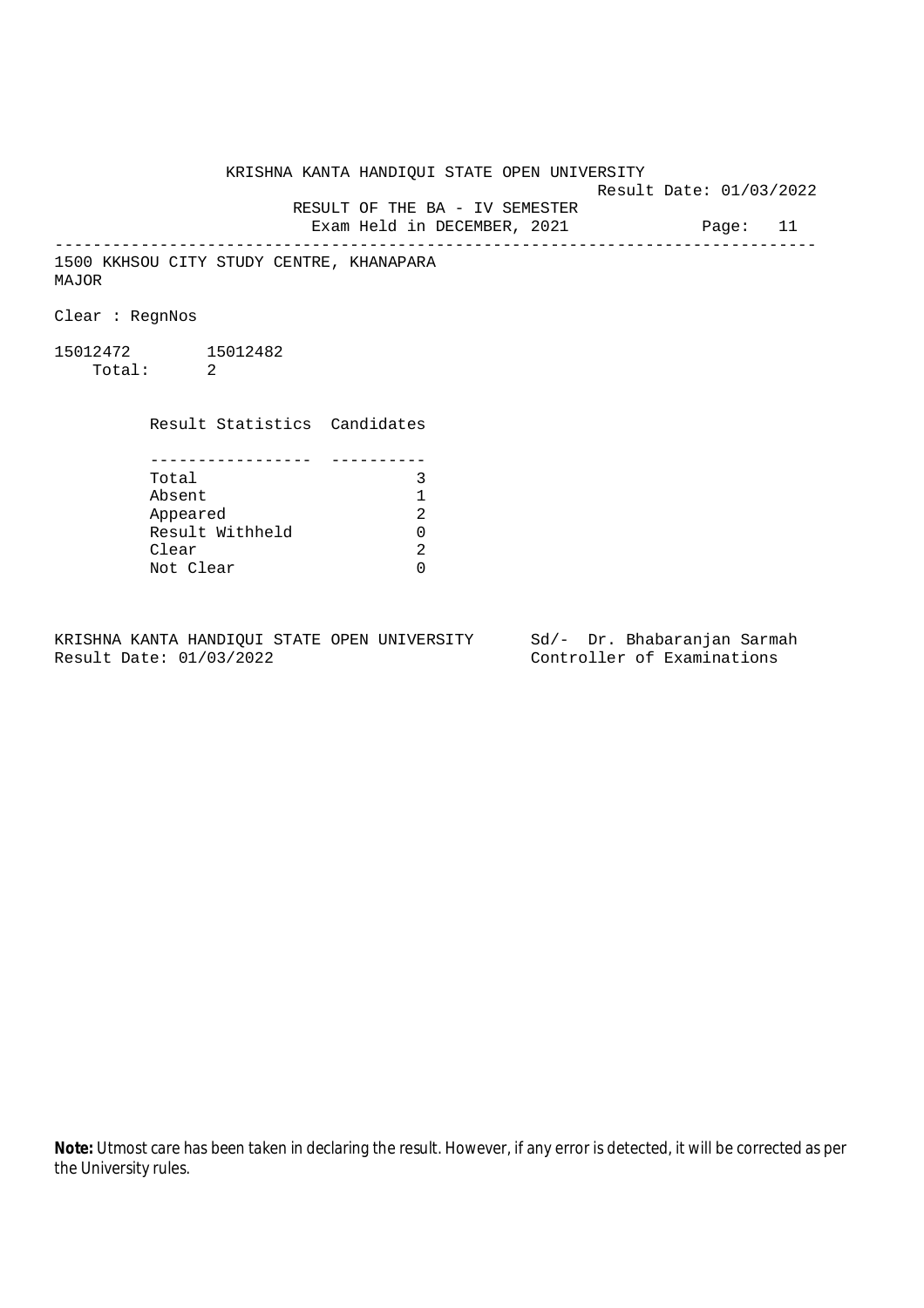KRISHNA KANTA HANDIQUI STATE OPEN UNIVERSITY

Result Date: 01/03/2022

RESULT OF THE BA - IV SEMESTER

Exam Held in DECEMBER, 2021

---

1500 KKHSOU CITY STUDY CENTRE, KHANAPARA

MAJOR

Clear : RegnNos

15012472 15012482

Total: 2

| Result Statistics | Candidates |
|---|---|
| Total | 3 |
| Absent | 1 |
| Appeared | 2 |
| Result Withheld | 0 |
| Clear | 2 |
| Not Clear | 0 |

KRISHNA KANTA HANDIQUI STATE OPEN UNIVERSITY
Result Date: 01/03/2022

Sd/- Dr. Bhabaranjan Sarmah
Controller of Examinations

**Note:** Utmost care has been taken in declaring the result. However, if any error is detected, it will be corrected as per the University rules.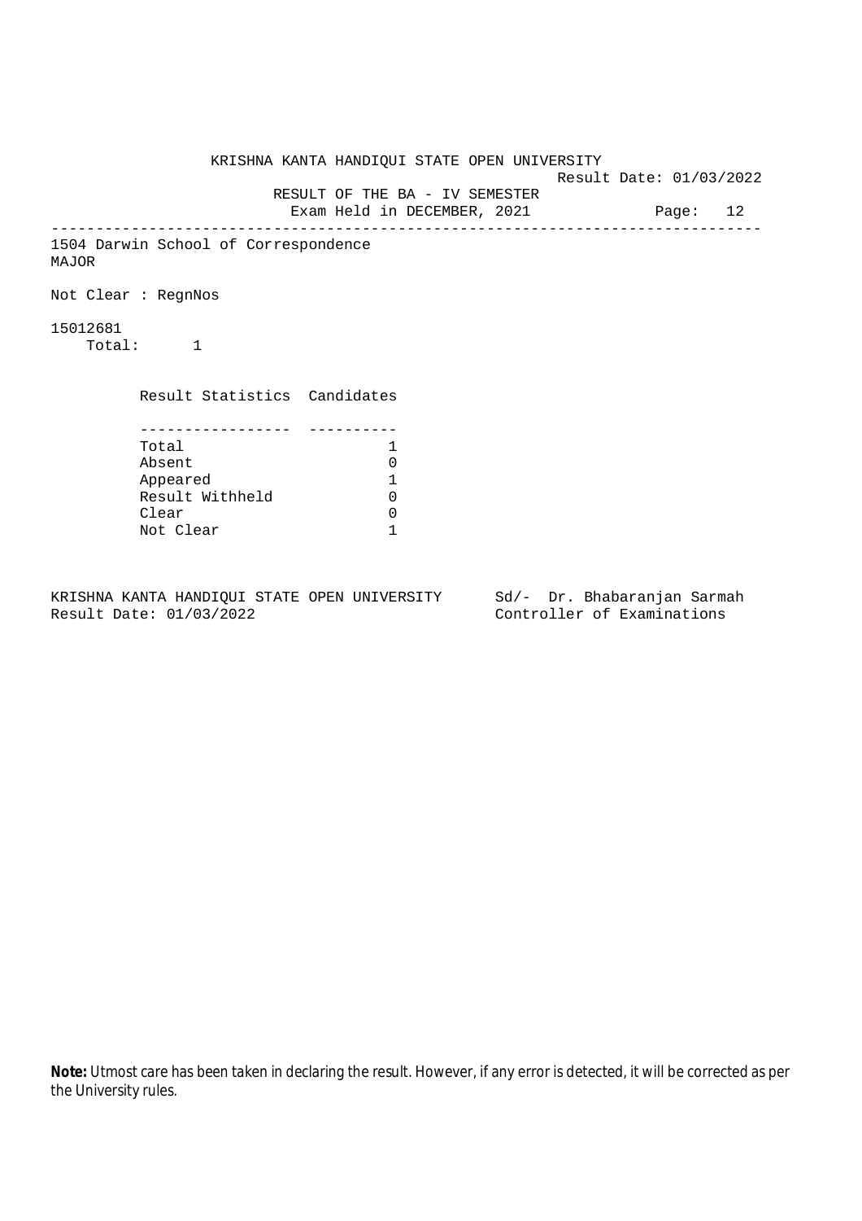KRISHNA KANTA HANDIQUI STATE OPEN UNIVERSITY

Result Date: 01/03/2022

RESULT OF THE BA - IV SEMESTER

Exam Held in DECEMBER, 2021

---

1504 Darwin School of Correspondence

MAJOR

Not Clear : RegnNos

15012681

Total: 1

| Result Statistics | Candidates |
|---|---|
| Total | 1 |
| Absent | 0 |
| Appeared | 1 |
| Result Withheld | 0 |
| Clear | 0 |
| Not Clear | 1 |

KRISHNA KANTA HANDIQUI STATE OPEN UNIVERSITY

Result Date: 01/03/2022

Sd/- Dr. Bhabaranjan Sarmah

Controller of Examinations

**Note:** Utmost care has been taken in declaring the result. However, if any error is detected, it will be corrected as per the University rules.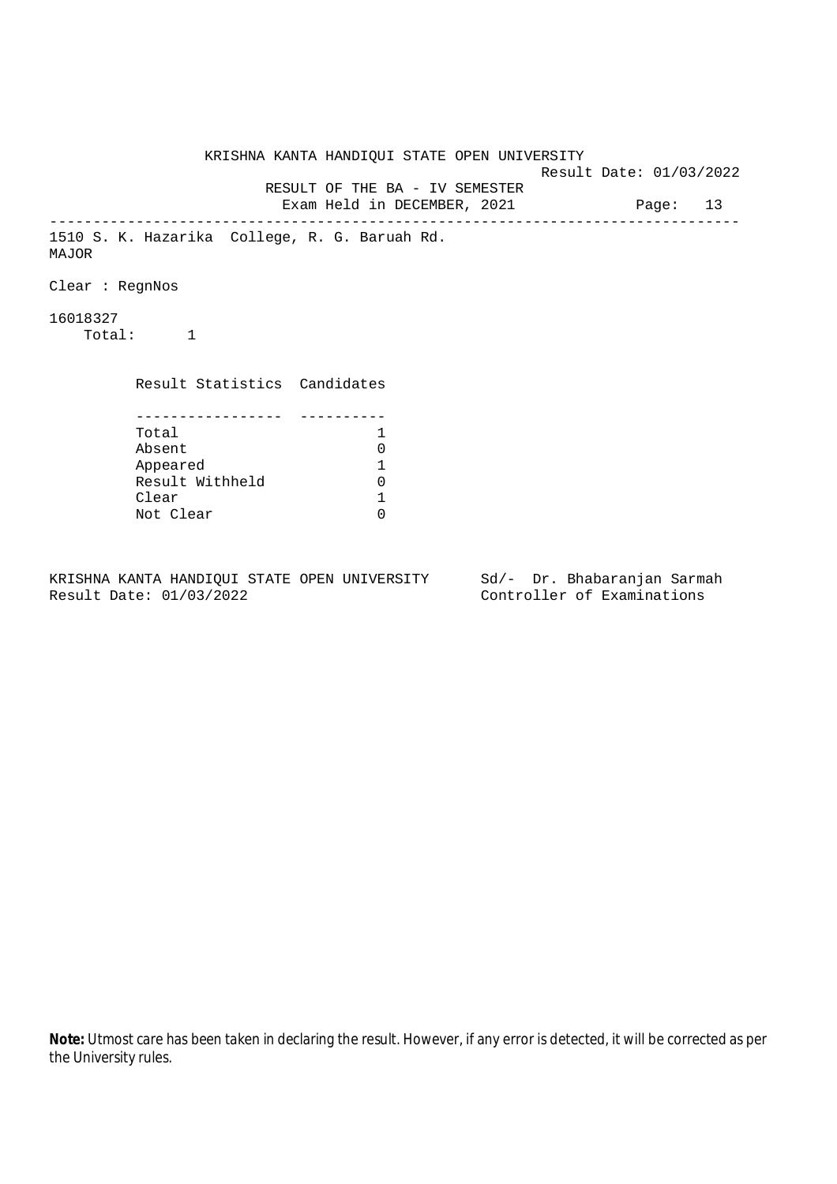KRISHNA KANTA HANDIQUI STATE OPEN UNIVERSITY

Result Date: 01/03/2022

RESULT OF THE BA - IV SEMESTER

Exam Held in DECEMBER, 2021 Page: 13

---

1510 S. K. Hazarika College, R. G. Baruah Rd.

MAJOR

Clear : RegnNos

16018327

Total: 1

| Result Statistics | Candidates |
|---|---|
| Total | 1 |
| Absent | 0 |
| Appeared | 1 |
| Result Withheld | 0 |
| Clear | 1 |
| Not Clear | 0 |

KRISHNA KANTA HANDIQUI STATE OPEN UNIVERSITY Sd/- Dr. Bhabaranjan Sarmah

Result Date: 01/03/2022 Controller of Examinations

**Note:** Utmost care has been taken in declaring the result. However, if any error is detected, it will be corrected as per the University rules.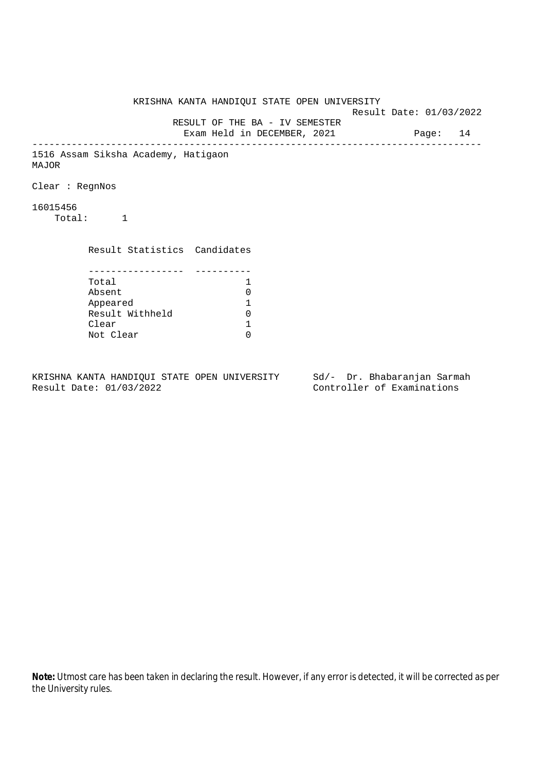KRISHNA KANTA HANDIQUI STATE OPEN UNIVERSITY

Result Date: 01/03/2022

RESULT OF THE BA - IV SEMESTER

Exam Held in DECEMBER, 2021

---

1516 Assam Siksha Academy, Hatigaon

MAJOR

Clear : RegnNos

16015456

Total: 1

| Result Statistics | Candidates |
|---|---|
| Total | 1 |
| Absent | 0 |
| Appeared | 1 |
| Result Withheld | 0 |
| Clear | 1 |
| Not Clear | 0 |

KRISHNA KANTA HANDIQUI STATE OPEN UNIVERSITY
Result Date: 01/03/2022

Sd/- Dr. Bhabaranjan Sarmah
Controller of Examinations

**Note:** Utmost care has been taken in declaring the result. However, if any error is detected, it will be corrected as per the University rules.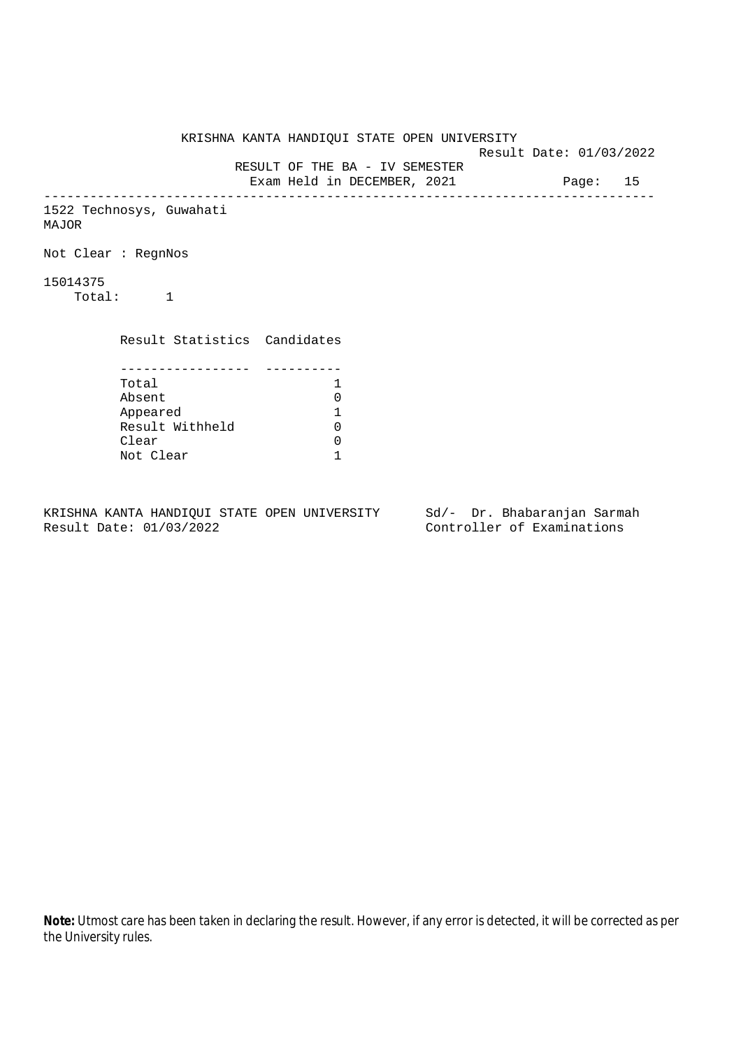KRISHNA KANTA HANDIQUI STATE OPEN UNIVERSITY

Result Date: 01/03/2022

RESULT OF THE BA - IV SEMESTER

Exam Held in DECEMBER, 2021

Page: 15

---

1522 Technosys, Guwahati

MAJOR

Not Clear : RegnNos

15014375

Total: 1

| Result Statistics | Candidates |
|---|---|
| Total | 1 |
| Absent | 0 |
| Appeared | 1 |
| Result Withheld | 0 |
| Clear | 0 |
| Not Clear | 1 |

KRISHNA KANTA HANDIQUI STATE OPEN UNIVERSITY
Result Date: 01/03/2022

Sd/- Dr. Bhabaranjan Sarmah
Controller of Examinations

**Note:** Utmost care has been taken in declaring the result. However, if any error is detected, it will be corrected as per the University rules.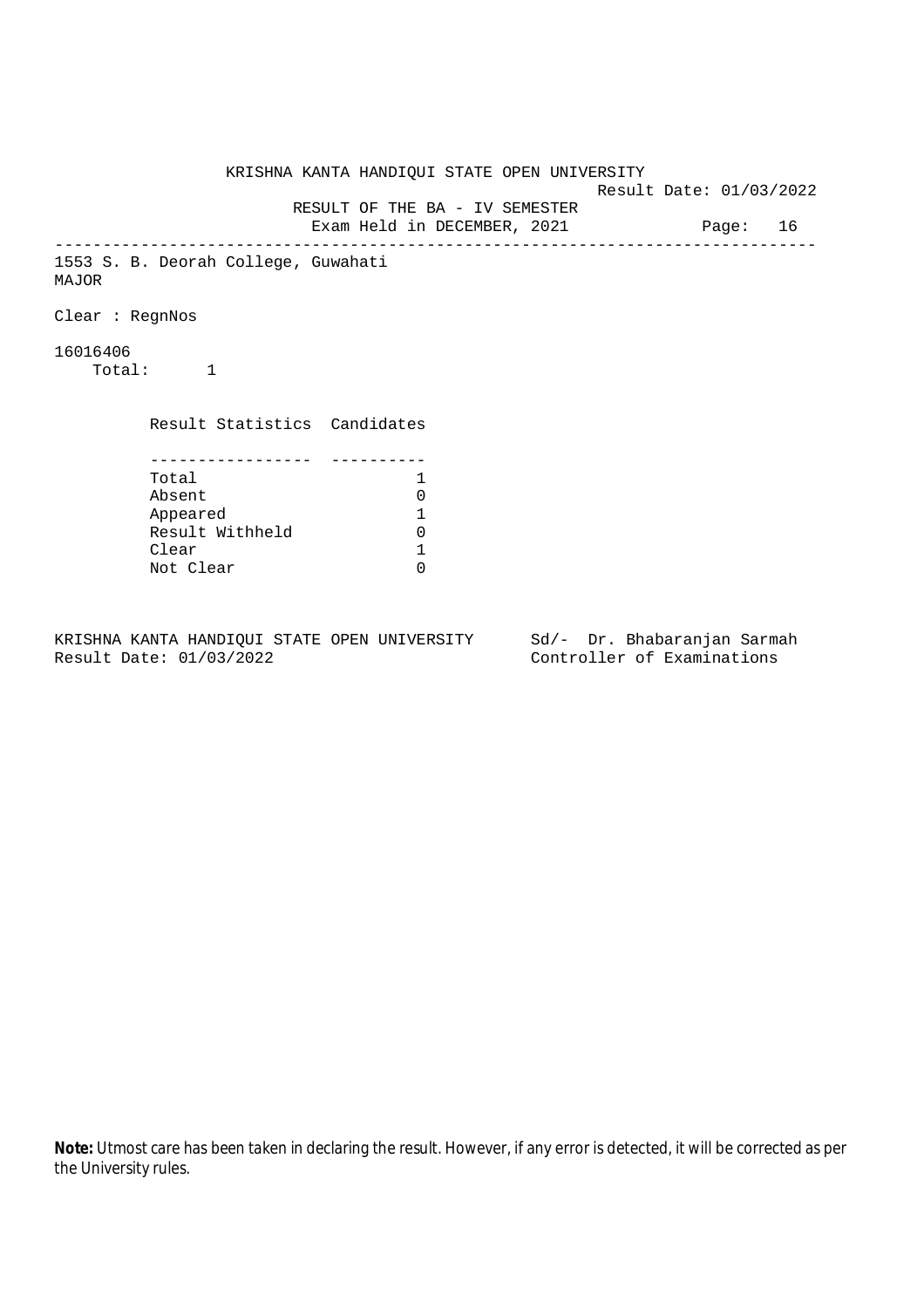KRISHNA KANTA HANDIQUI STATE OPEN UNIVERSITY

Result Date: 01/03/2022

RESULT OF THE BA - IV SEMESTER

Exam Held in DECEMBER, 2021

---

1553 S. B. Deorah College, Guwahati

MAJOR

Clear : RegnNos

16016406

Total: 1

| Result Statistics | Candidates |
|---|---|
| Total | 1 |
| Absent | 0 |
| Appeared | 1 |
| Result Withheld | 0 |
| Clear | 1 |
| Not Clear | 0 |

KRISHNA KANTA HANDIQUI STATE OPEN UNIVERSITY
Result Date: 01/03/2022

Sd/- Dr. Bhabaranjan Sarmah
Controller of Examinations

**Note:** Utmost care has been taken in declaring the result. However, if any error is detected, it will be corrected as per the University rules.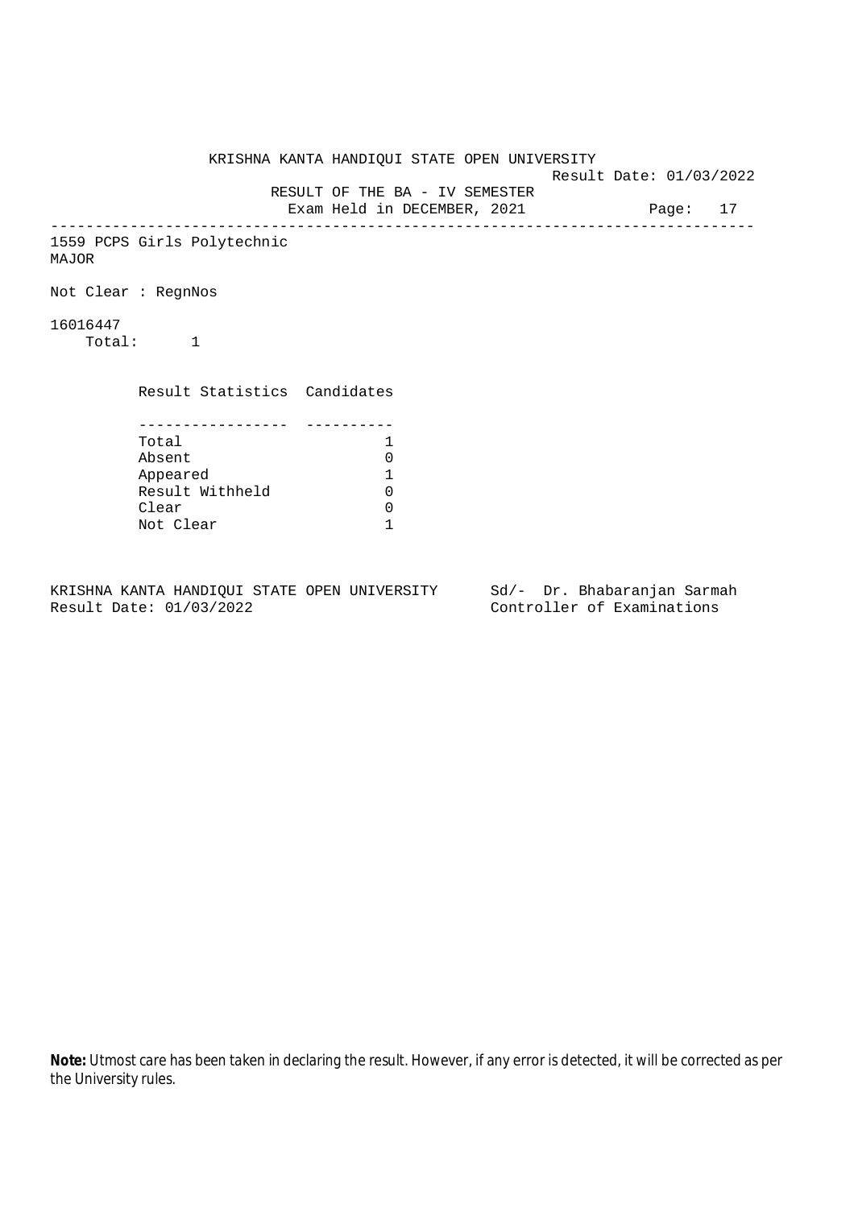KRISHNA KANTA HANDIQUI STATE OPEN UNIVERSITY

Result Date: 01/03/2022

RESULT OF THE BA - IV SEMESTER

Exam Held in DECEMBER, 2021

---

1559 PCPS Girls Polytechnic

MAJOR

Not Clear : RegnNos

16016447

Total: 1

| Result Statistics | Candidates |
|---|---|
| Total | 1 |
| Absent | 0 |
| Appeared | 1 |
| Result Withheld | 0 |
| Clear | 0 |
| Not Clear | 1 |

KRISHNA KANTA HANDIQUI STATE OPEN UNIVERSITY
Result Date: 01/03/2022

Sd/- Dr. Bhabaranjan Sarmah
Controller of Examinations

**Note:** Utmost care has been taken in declaring the result. However, if any error is detected, it will be corrected as per the University rules.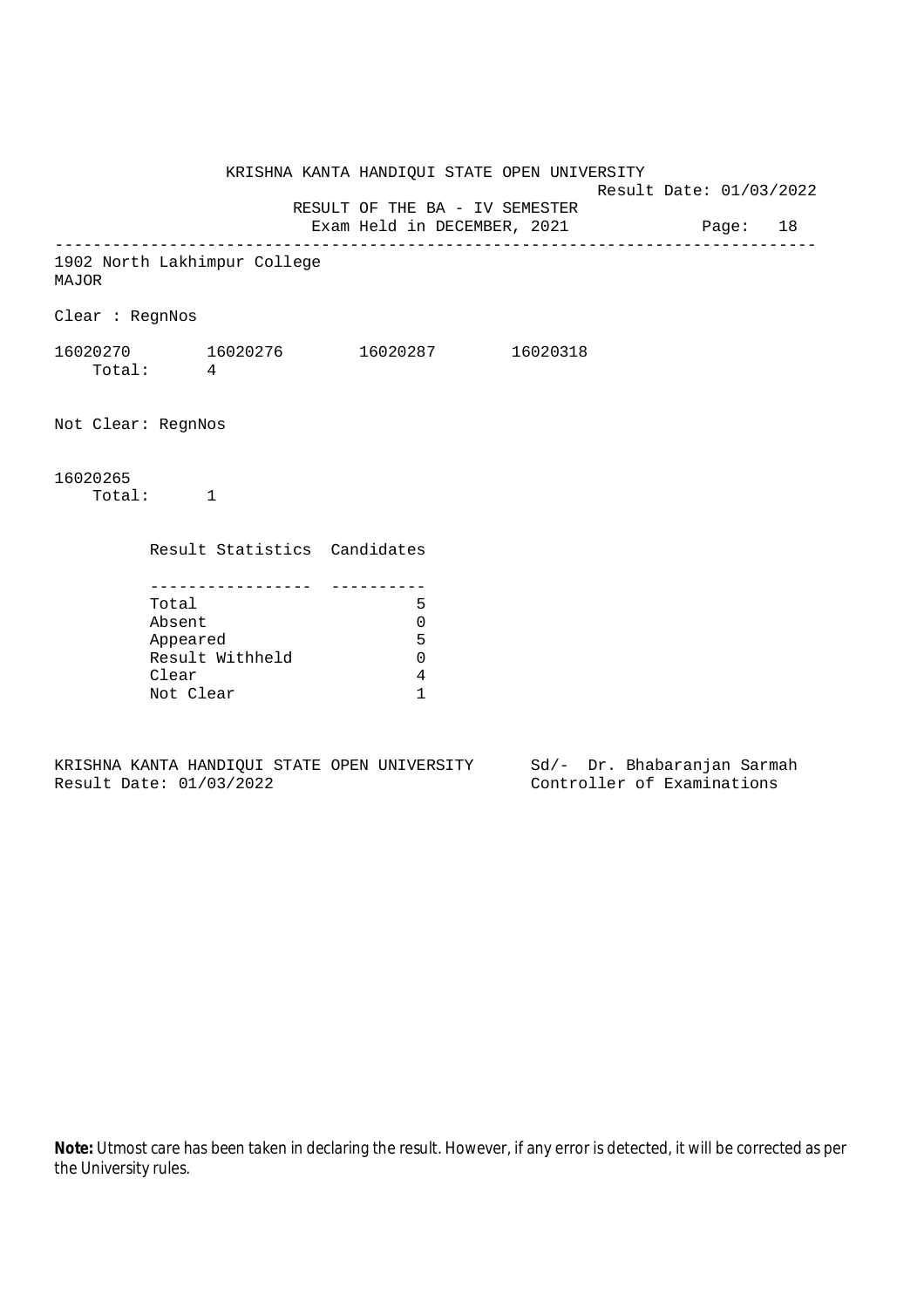KRISHNA KANTA HANDIQUI STATE OPEN UNIVERSITY

Result Date: 01/03/2022

RESULT OF THE BA - IV SEMESTER

Exam Held in DECEMBER, 2021

---

1902 North Lakhimpur College

MAJOR

Clear : RegnNos

16020270 16020276 16020287 16020318

Total: 4

Not Clear: RegnNos

16020265

Total: 1

| Result Statistics | Candidates |
|---|---|
| Total | 5 |
| Absent | 0 |
| Appeared | 5 |
| Result Withheld | 0 |
| Clear | 4 |
| Not Clear | 1 |

KRISHNA KANTA HANDIQUI STATE OPEN UNIVERSITY
Result Date: 01/03/2022

Sd/- Dr. Bhabaranjan Sarmah
Controller of Examinations

**Note:** Utmost care has been taken in declaring the result. However, if any error is detected, it will be corrected as per the University rules.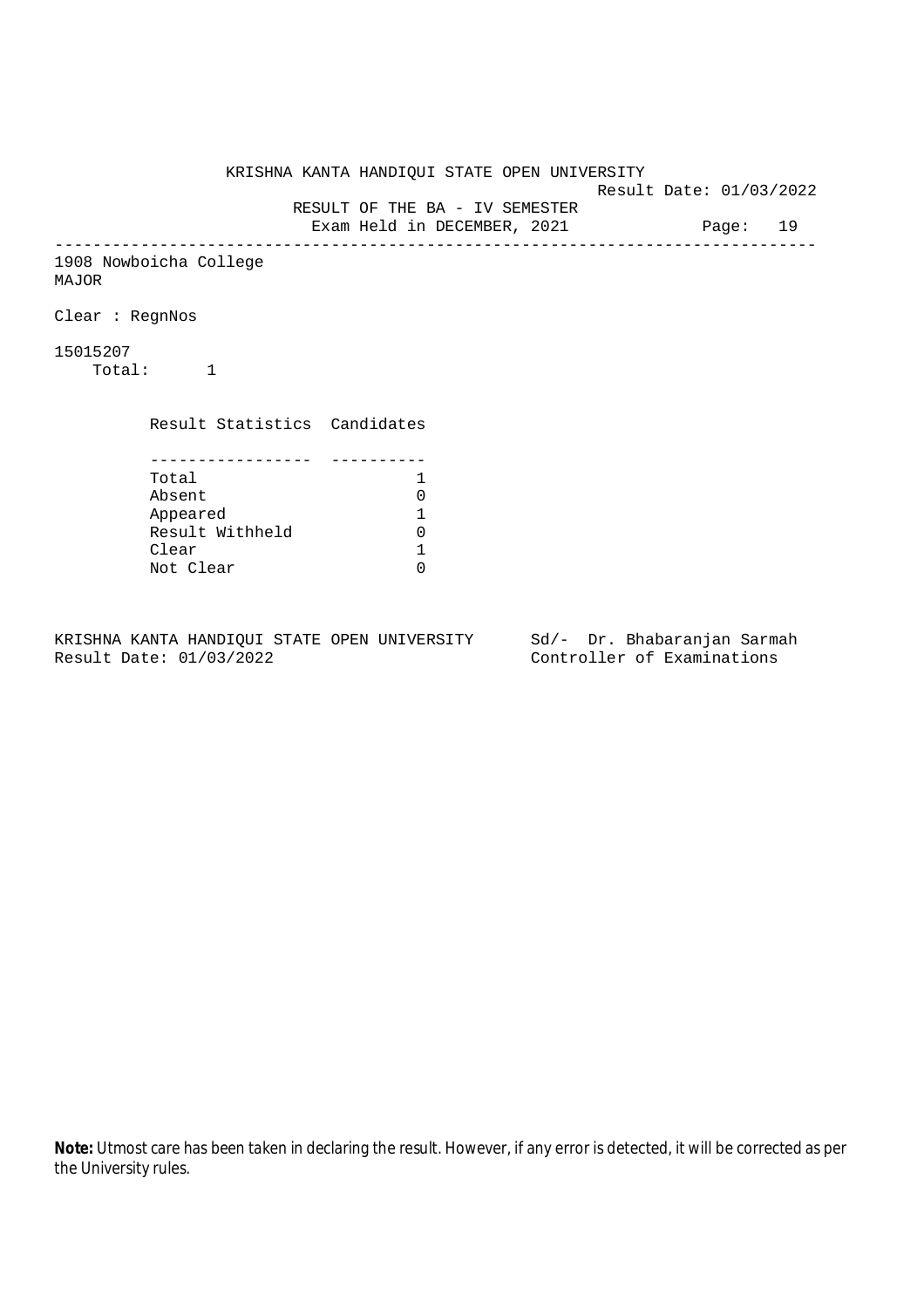KRISHNA KANTA HANDIQUI STATE OPEN UNIVERSITY

Result Date: 01/03/2022

RESULT OF THE BA - IV SEMESTER

Exam Held in DECEMBER, 2021

---

1908 Nowboicha College
MAJOR

Clear : RegnNos

15015207
Total: 1

| Result Statistics | Candidates |
| --- | --- |
| Total | 1 |
| Absent | 0 |
| Appeared | 1 |
| Result Withheld | 0 |
| Clear | 1 |
| Not Clear | 0 |

KRISHNA KANTA HANDIQUI STATE OPEN UNIVERSITY
Result Date: 01/03/2022

Sd/- Dr. Bhabaranjan Sarmah
Controller of Examinations

**Note:** Utmost care has been taken in declaring the result. However, if any error is detected, it will be corrected as per the University rules.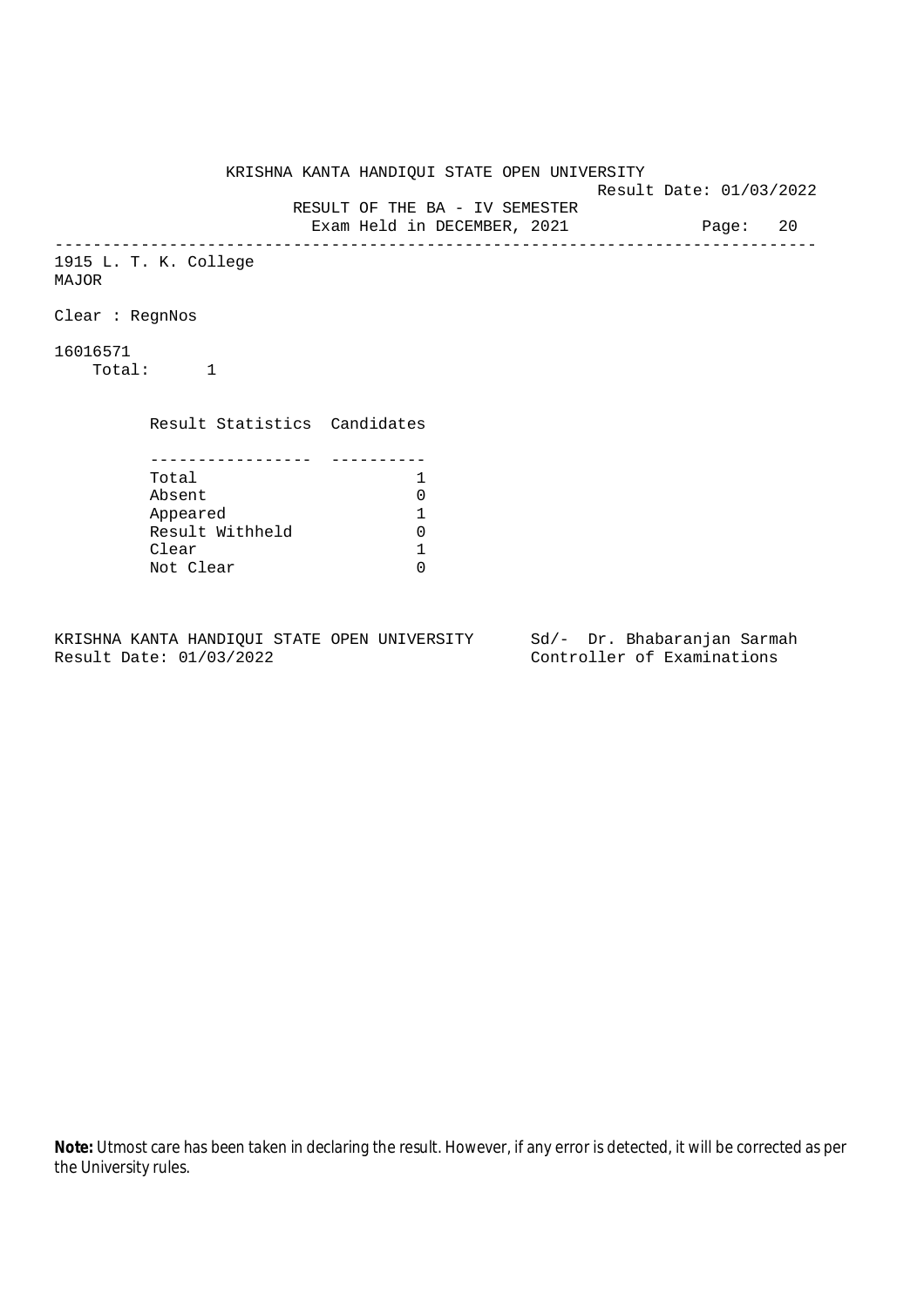KRISHNA KANTA HANDIQUI STATE OPEN UNIVERSITY

Result Date: 01/03/2022

RESULT OF THE BA - IV SEMESTER

Exam Held in DECEMBER, 2021

---

1915 L. T. K. College
MAJOR

Clear : RegnNos

16016571
Total: 1

| Result Statistics | Candidates |
|---|---|
| Total | 1 |
| Absent | 0 |
| Appeared | 1 |
| Result Withheld | 0 |
| Clear | 1 |
| Not Clear | 0 |

KRISHNA KANTA HANDIQUI STATE OPEN UNIVERSITY
Result Date: 01/03/2022

Sd/- Dr. Bhabaranjan Sarmah
Controller of Examinations

**Note:** Utmost care has been taken in declaring the result. However, if any error is detected, it will be corrected as per the University rules.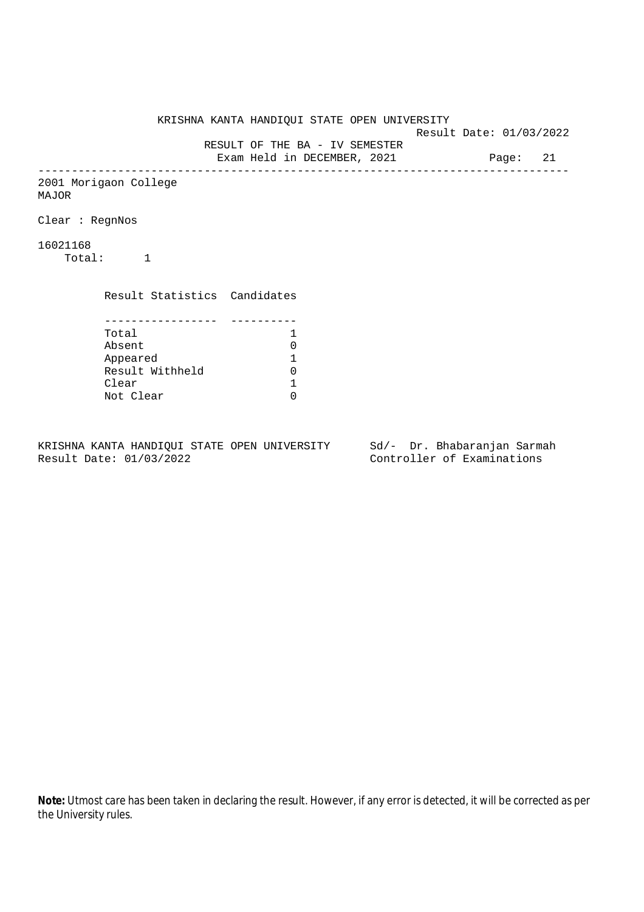KRISHNA KANTA HANDIQUI STATE OPEN UNIVERSITY

Result Date: 01/03/2022

RESULT OF THE BA - IV SEMESTER

Exam Held in DECEMBER, 2021

---

2001 Morigaon College

MAJOR

Clear : RegnNos

16021168

Total: 1

| Result Statistics | Candidates |
|---|---|
| Total | 1 |
| Absent | 0 |
| Appeared | 1 |
| Result Withheld | 0 |
| Clear | 1 |
| Not Clear | 0 |

KRISHNA KANTA HANDIQUI STATE OPEN UNIVERSITY
Result Date: 01/03/2022

Sd/- Dr. Bhabaranjan Sarmah
Controller of Examinations

**Note:** Utmost care has been taken in declaring the result. However, if any error is detected, it will be corrected as per the University rules.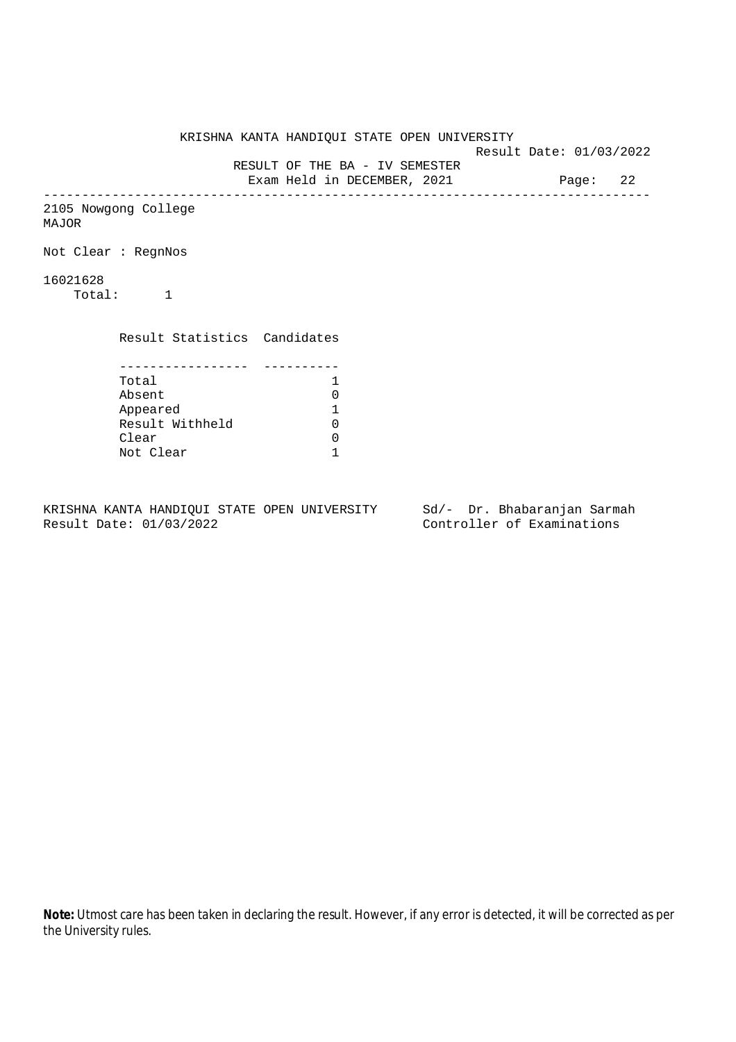KRISHNA KANTA HANDIQUI STATE OPEN UNIVERSITY

Result Date: 01/03/2022

RESULT OF THE BA - IV SEMESTER

Exam Held in DECEMBER, 2021

Page: 22

---

2105 Nowgong College
MAJOR

Not Clear : RegnNos

16021628
Total: 1

| Result Statistics | Candidates |
|---|---|
| Total | 1 |
| Absent | 0 |
| Appeared | 1 |
| Result Withheld | 0 |
| Clear | 0 |
| Not Clear | 1 |

KRISHNA KANTA HANDIQUI STATE OPEN UNIVERSITY
Result Date: 01/03/2022

Sd/- Dr. Bhabaranjan Sarmah
Controller of Examinations

**Note:** Utmost care has been taken in declaring the result. However, if any error is detected, it will be corrected as per the University rules.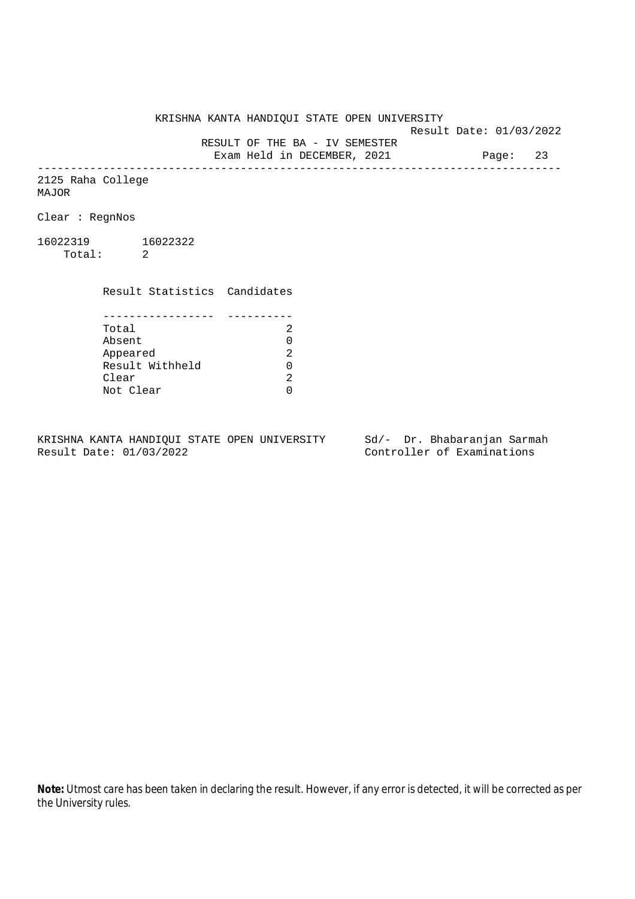KRISHNA KANTA HANDIQUI STATE OPEN UNIVERSITY

Result Date: 01/03/2022

RESULT OF THE BA - IV SEMESTER

Exam Held in DECEMBER, 2021

---

2125 Raha College

MAJOR

Clear : RegnNos

16022319    16022322

Total: 2

| Result Statistics | Candidates |
|---|---|
| Total | 2 |
| Absent | 0 |
| Appeared | 2 |
| Result Withheld | 0 |
| Clear | 2 |
| Not Clear | 0 |

KRISHNA KANTA HANDIQUI STATE OPEN UNIVERSITY
Result Date: 01/03/2022

Sd/- Dr. Bhabaranjan Sarmah
Controller of Examinations

**Note:** Utmost care has been taken in declaring the result. However, if any error is detected, it will be corrected as per the University rules.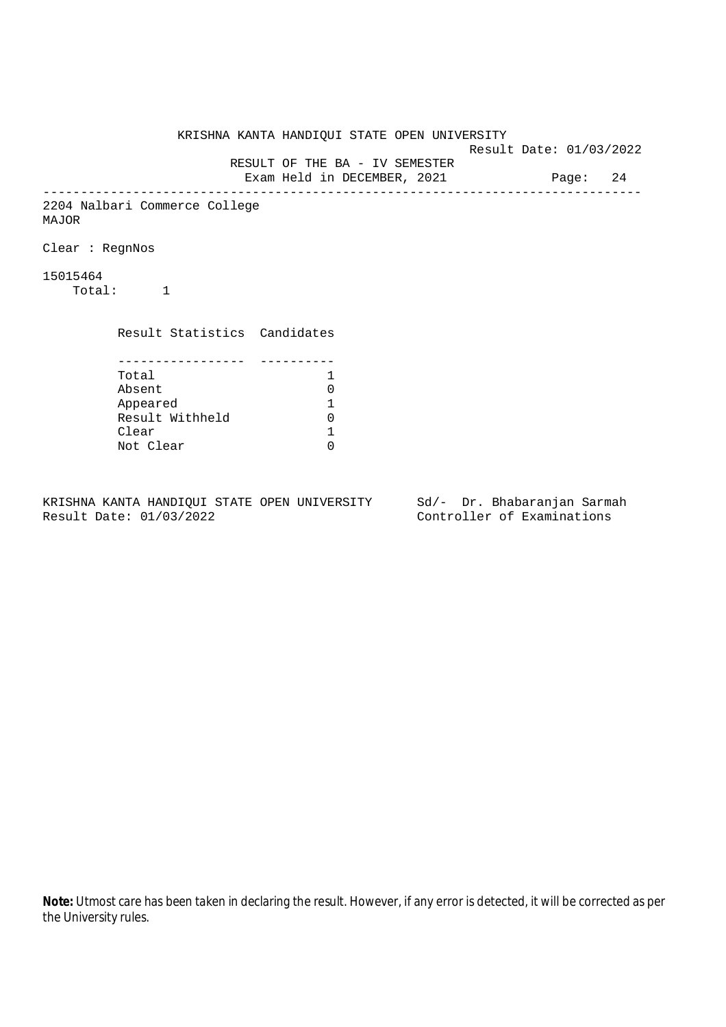KRISHNA KANTA HANDIQUI STATE OPEN UNIVERSITY

Result Date: 01/03/2022

RESULT OF THE BA - IV SEMESTER

Exam Held in DECEMBER, 2021

---

2204 Nalbari Commerce College

MAJOR

Clear : RegnNos

15015464

Total: 1

| Result Statistics | Candidates |
|---|---|
| Total | 1 |
| Absent | 0 |
| Appeared | 1 |
| Result Withheld | 0 |
| Clear | 1 |
| Not Clear | 0 |

KRISHNA KANTA HANDIQUI STATE OPEN UNIVERSITY

Result Date: 01/03/2022

Sd/- Dr. Bhabaranjan Sarmah

Controller of Examinations

**Note:** Utmost care has been taken in declaring the result. However, if any error is detected, it will be corrected as per the University rules.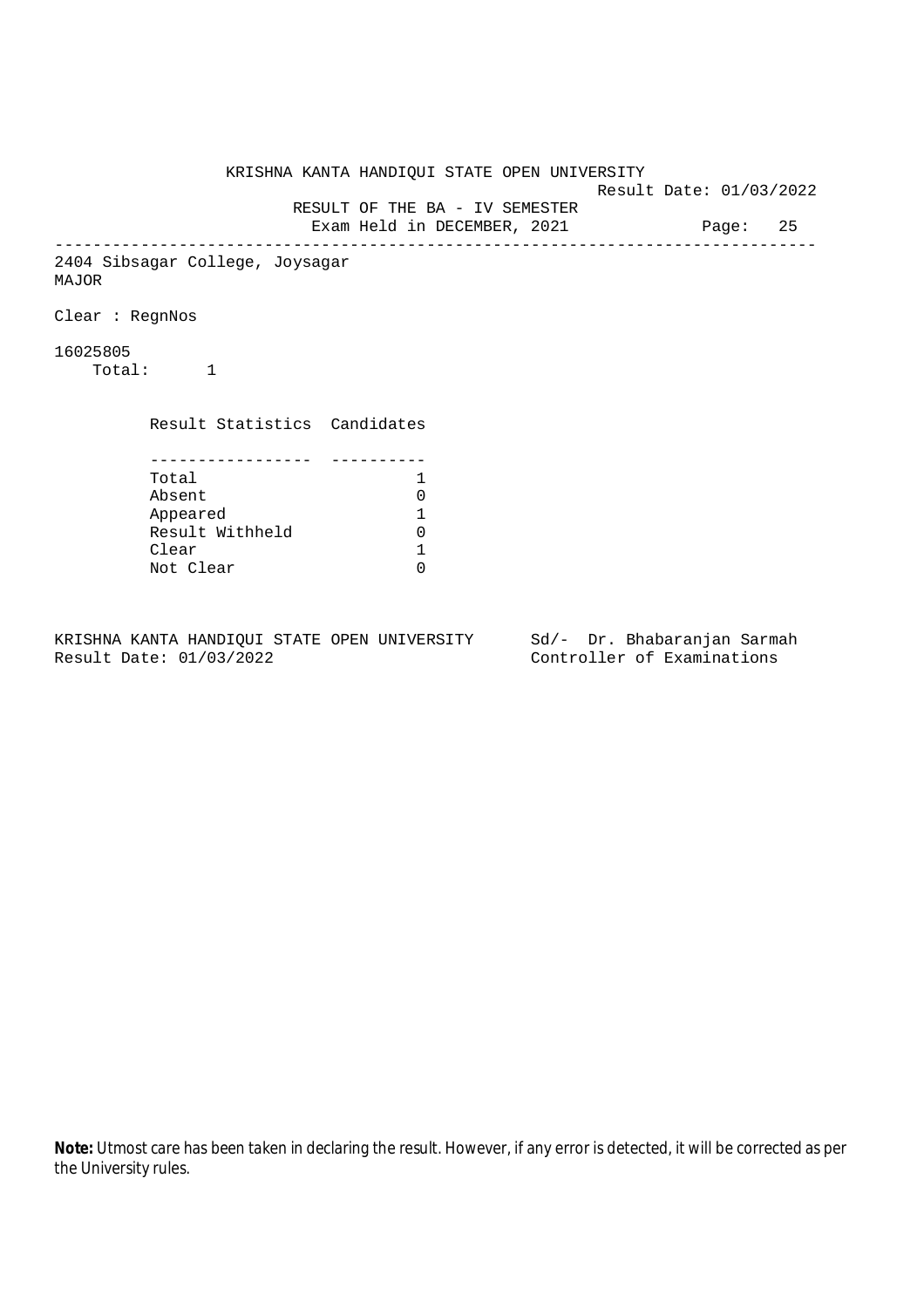KRISHNA KANTA HANDIQUI STATE OPEN UNIVERSITY

Result Date: 01/03/2022

RESULT OF THE BA - IV SEMESTER

Exam Held in DECEMBER, 2021

---

2404 Sibsagar College, Joysagar

MAJOR

Clear : RegnNos

16025805

Total: 1

| Result Statistics | Candidates |
|---|---|
| Total | 1 |
| Absent | 0 |
| Appeared | 1 |
| Result Withheld | 0 |
| Clear | 1 |
| Not Clear | 0 |

KRISHNA KANTA HANDIQUI STATE OPEN UNIVERSITY
Result Date: 01/03/2022

Sd/- Dr. Bhabaranjan Sarmah
Controller of Examinations

**Note:** Utmost care has been taken in declaring the result. However, if any error is detected, it will be corrected as per the University rules.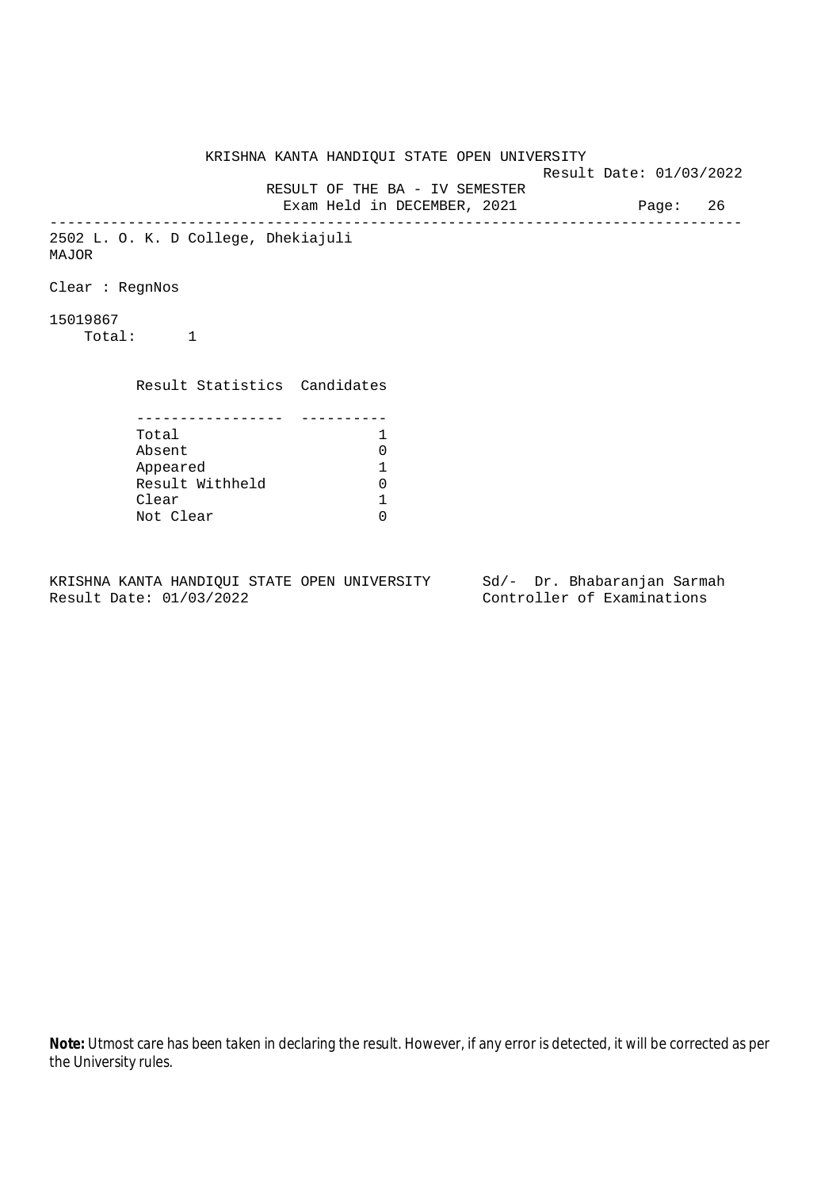KRISHNA KANTA HANDIQUI STATE OPEN UNIVERSITY

Result Date: 01/03/2022

RESULT OF THE BA - IV SEMESTER

Exam Held in DECEMBER, 2021

---

2502 L. O. K. D College, Dhekiajuli

MAJOR

Clear : RegnNos

15019867

Total: 1

| Result Statistics | Candidates |
|---|---|
| Total | 1 |
| Absent | 0 |
| Appeared | 1 |
| Result Withheld | 0 |
| Clear | 1 |
| Not Clear | 0 |

KRISHNA KANTA HANDIQUI STATE OPEN UNIVERSITY
Result Date: 01/03/2022

Sd/- Dr. Bhabaranjan Sarmah
Controller of Examinations

**Note:** Utmost care has been taken in declaring the result. However, if any error is detected, it will be corrected as per the University rules.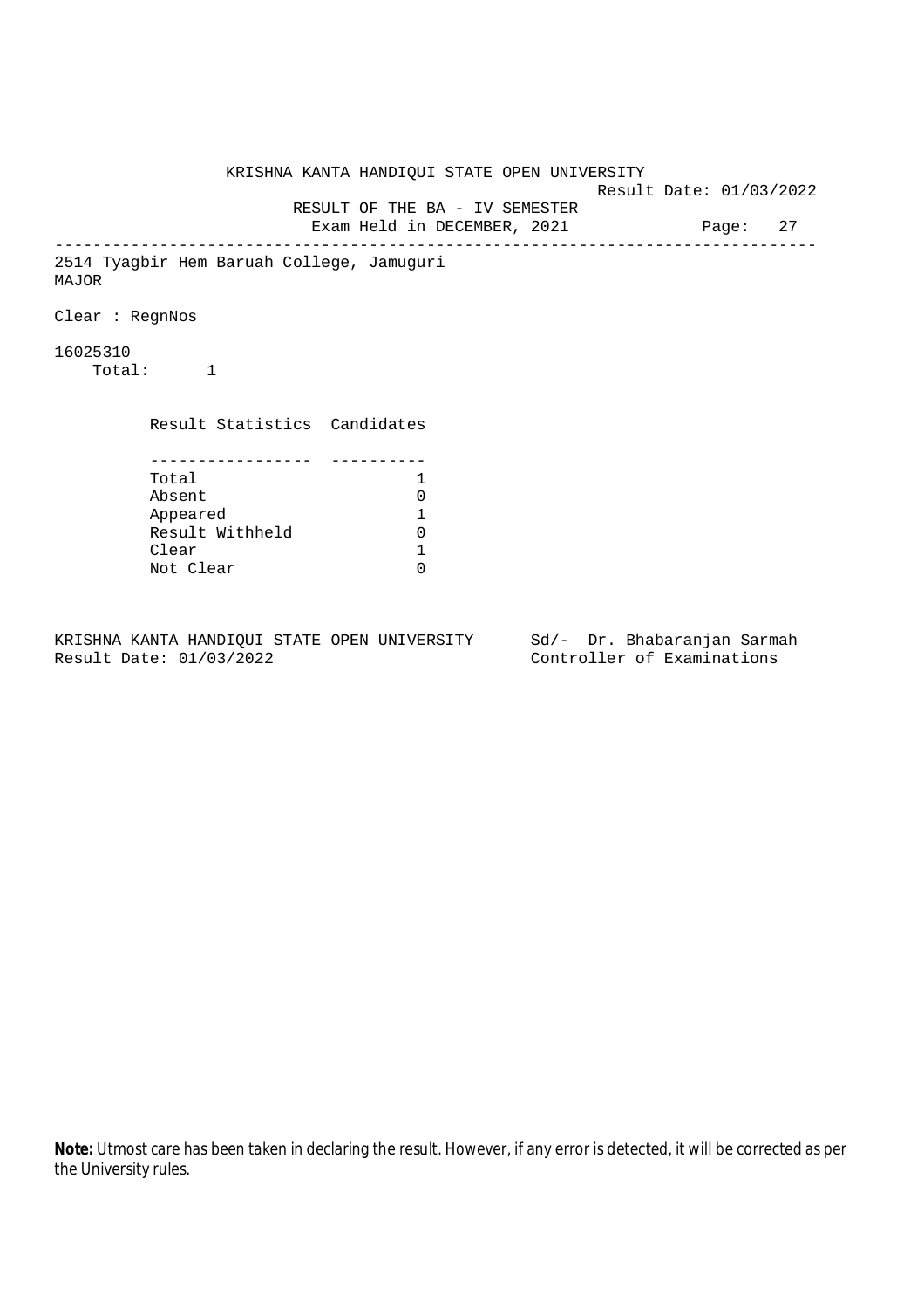KRISHNA KANTA HANDIQUI STATE OPEN UNIVERSITY

Result Date: 01/03/2022

RESULT OF THE BA - IV SEMESTER

Exam Held in DECEMBER, 2021

---

2514 Tyagbir Hem Baruah College, Jamuguri

MAJOR

Clear : RegnNos

16025310

Total: 1

| Result Statistics | Candidates |
|---|---|
| Total | 1 |
| Absent | 0 |
| Appeared | 1 |
| Result Withheld | 0 |
| Clear | 1 |
| Not Clear | 0 |

KRISHNA KANTA HANDIQUI STATE OPEN UNIVERSITY

Result Date: 01/03/2022

Sd/- Dr. Bhabaranjan Sarmah

Controller of Examinations

**Note:** Utmost care has been taken in declaring the result. However, if any error is detected, it will be corrected as per the University rules.